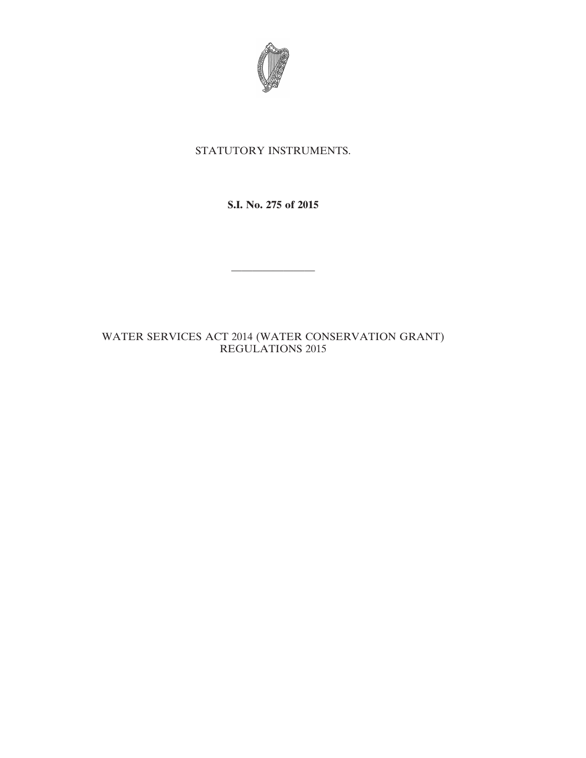STATUTORY INSTRUMENTS.

**S.I. No. 275 of 2015**

---

WATER SERVICES ACT 2014 (WATER CONSERVATION GRANT) REGULATIONS 2015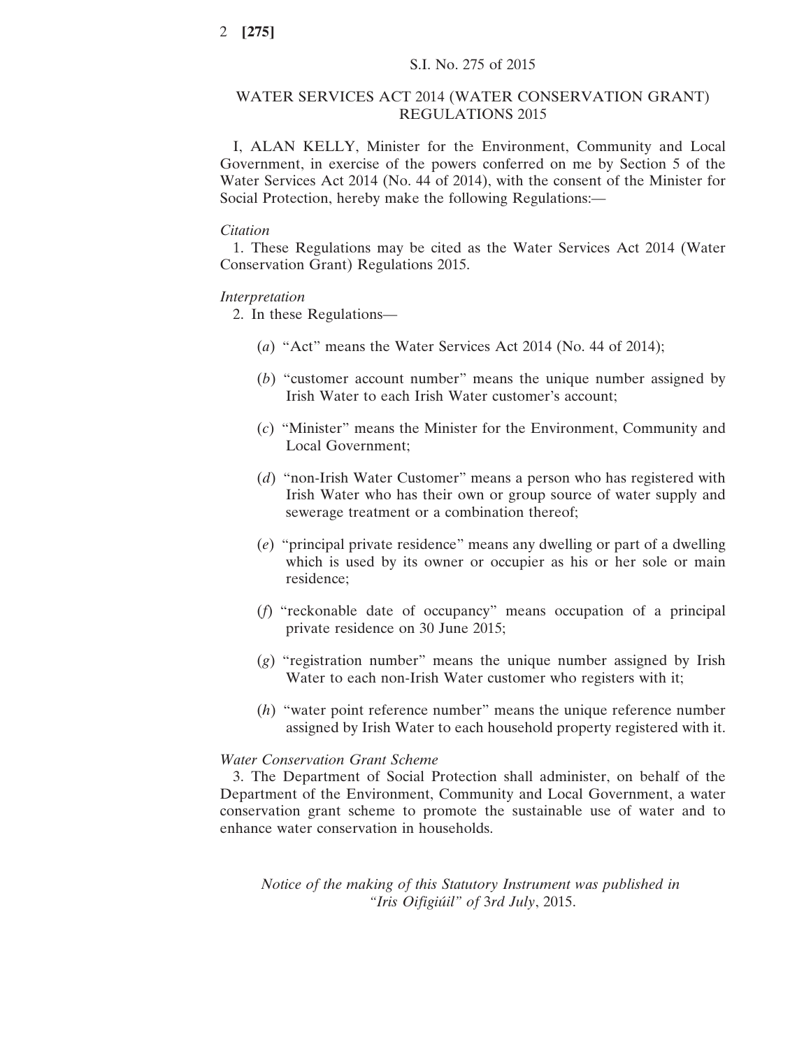S.I. No. 275 of 2015

# WATER SERVICES ACT 2014 (WATER CONSERVATION GRANT) REGULATIONS 2015

I, ALAN KELLY, Minister for the Environment, Community and Local Government, in exercise of the powers conferred on me by Section 5 of the Water Services Act 2014 (No. 44 of 2014), with the consent of the Minister for Social Protection, hereby make the following Regulations:—

*Citation*

1. These Regulations may be cited as the Water Services Act 2014 (Water Conservation Grant) Regulations 2015.

*Interpretation*

2. In these Regulations—

(*a*) "Act" means the Water Services Act 2014 (No. 44 of 2014);

(*b*) "customer account number" means the unique number assigned by Irish Water to each Irish Water customer's account;

(*c*) "Minister" means the Minister for the Environment, Community and Local Government;

(*d*) "non-Irish Water Customer" means a person who has registered with Irish Water who has their own or group source of water supply and sewerage treatment or a combination thereof;

(*e*) "principal private residence" means any dwelling or part of a dwelling which is used by its owner or occupier as his or her sole or main residence;

(*f*) "reckonable date of occupancy" means occupation of a principal private residence on 30 June 2015;

(*g*) "registration number" means the unique number assigned by Irish Water to each non-Irish Water customer who registers with it;

(*h*) "water point reference number" means the unique reference number assigned by Irish Water to each household property registered with it.

*Water Conservation Grant Scheme*

3. The Department of Social Protection shall administer, on behalf of the Department of the Environment, Community and Local Government, a water conservation grant scheme to promote the sustainable use of water and to enhance water conservation in households.

*Notice of the making of this Statutory Instrument was published in "Iris Oifigiúil" of* 3*rd July*, 2015.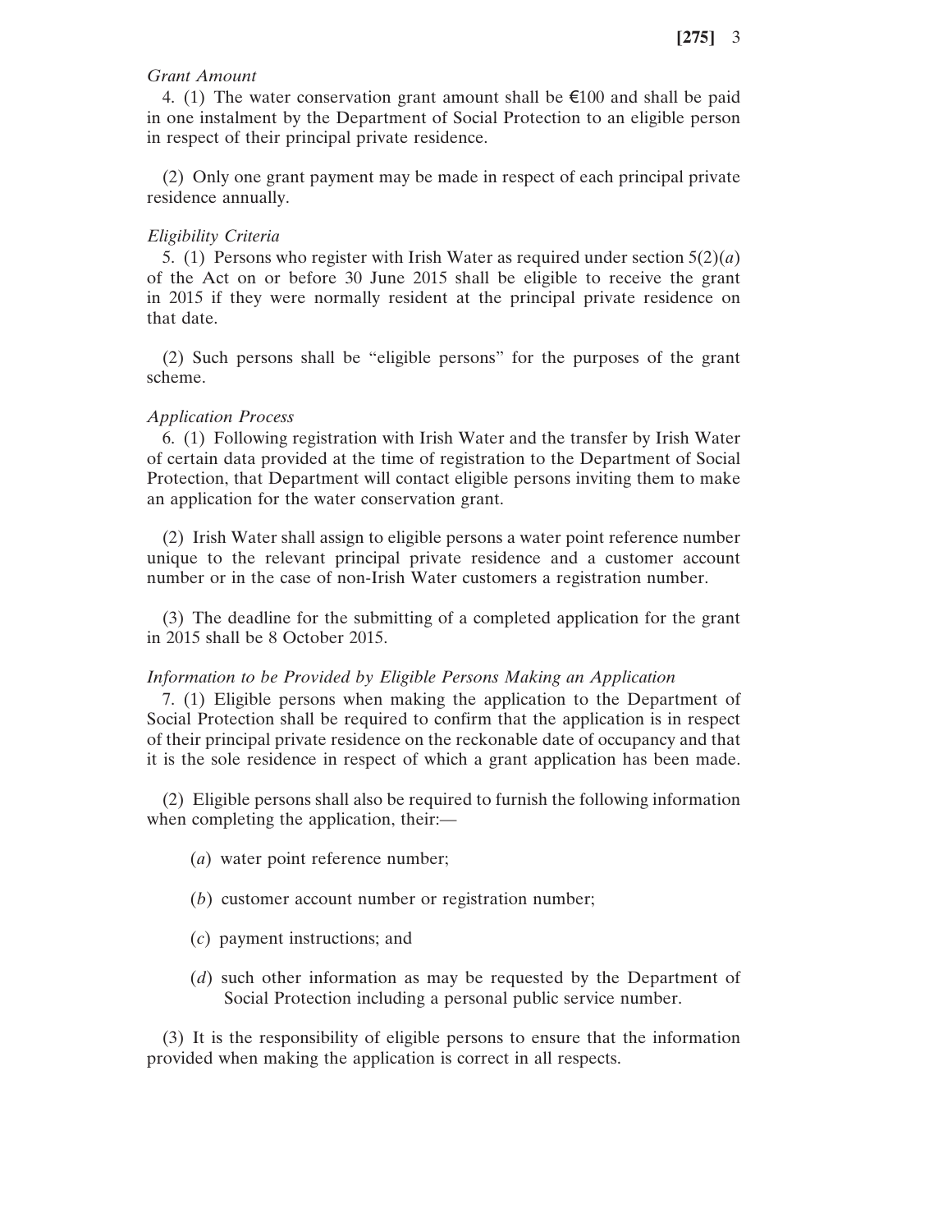*Grant Amount*

4. (1) The water conservation grant amount shall be €100 and shall be paid in one instalment by the Department of Social Protection to an eligible person in respect of their principal private residence.

(2) Only one grant payment may be made in respect of each principal private residence annually.

*Eligibility Criteria*

5. (1) Persons who register with Irish Water as required under section 5(2)(*a*) of the Act on or before 30 June 2015 shall be eligible to receive the grant in 2015 if they were normally resident at the principal private residence on that date.

(2) Such persons shall be "eligible persons" for the purposes of the grant scheme.

*Application Process*

6. (1) Following registration with Irish Water and the transfer by Irish Water of certain data provided at the time of registration to the Department of Social Protection, that Department will contact eligible persons inviting them to make an application for the water conservation grant.

(2) Irish Water shall assign to eligible persons a water point reference number unique to the relevant principal private residence and a customer account number or in the case of non-Irish Water customers a registration number.

(3) The deadline for the submitting of a completed application for the grant in 2015 shall be 8 October 2015.

*Information to be Provided by Eligible Persons Making an Application*

7. (1) Eligible persons when making the application to the Department of Social Protection shall be required to confirm that the application is in respect of their principal private residence on the reckonable date of occupancy and that it is the sole residence in respect of which a grant application has been made.

(2) Eligible persons shall also be required to furnish the following information when completing the application, their:—

(*a*) water point reference number;

(*b*) customer account number or registration number;

(*c*) payment instructions; and

(*d*) such other information as may be requested by the Department of Social Protection including a personal public service number.

(3) It is the responsibility of eligible persons to ensure that the information provided when making the application is correct in all respects.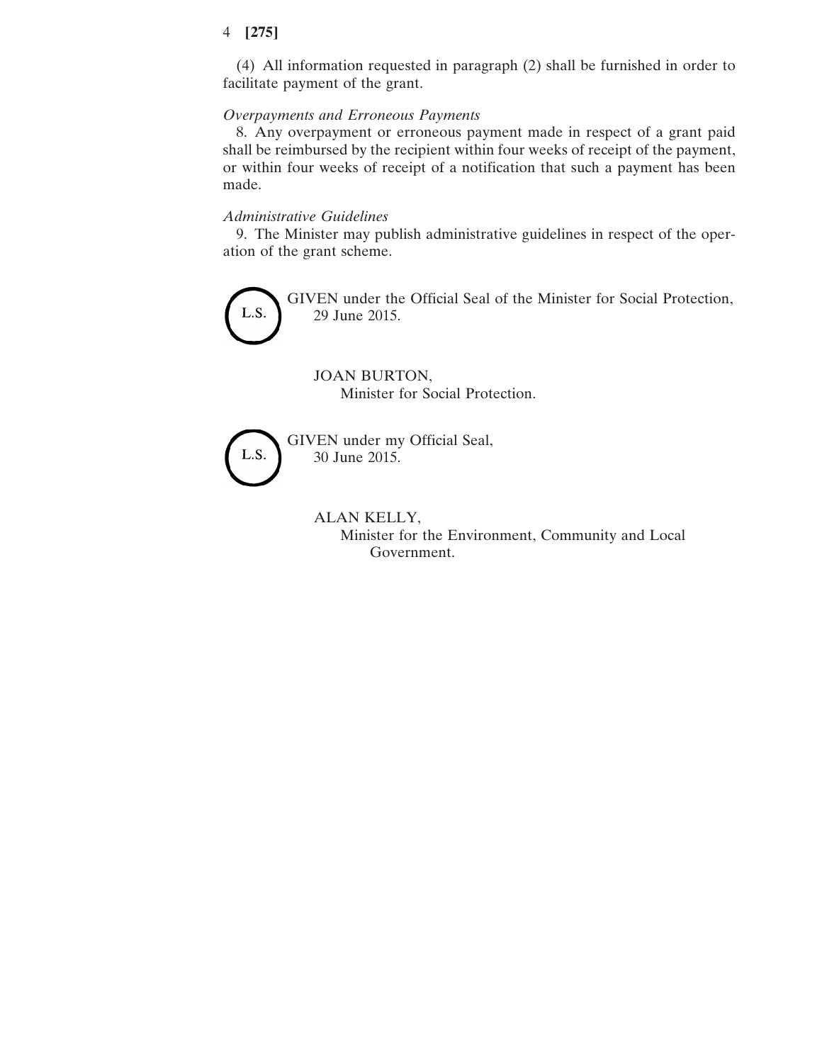(4) All information requested in paragraph (2) shall be furnished in order to facilitate payment of the grant.

*Overpayments and Erroneous Payments*

8. Any overpayment or erroneous payment made in respect of a grant paid shall be reimbursed by the recipient within four weeks of receipt of the payment, or within four weeks of receipt of a notification that such a payment has been made.

*Administrative Guidelines*

9. The Minister may publish administrative guidelines in respect of the operation of the grant scheme.

L.S.

GIVEN under the Official Seal of the Minister for Social Protection,
29 June 2015.

JOAN BURTON,
Minister for Social Protection.

L.S.

GIVEN under my Official Seal,
30 June 2015.

ALAN KELLY,
Minister for the Environment, Community and Local Government.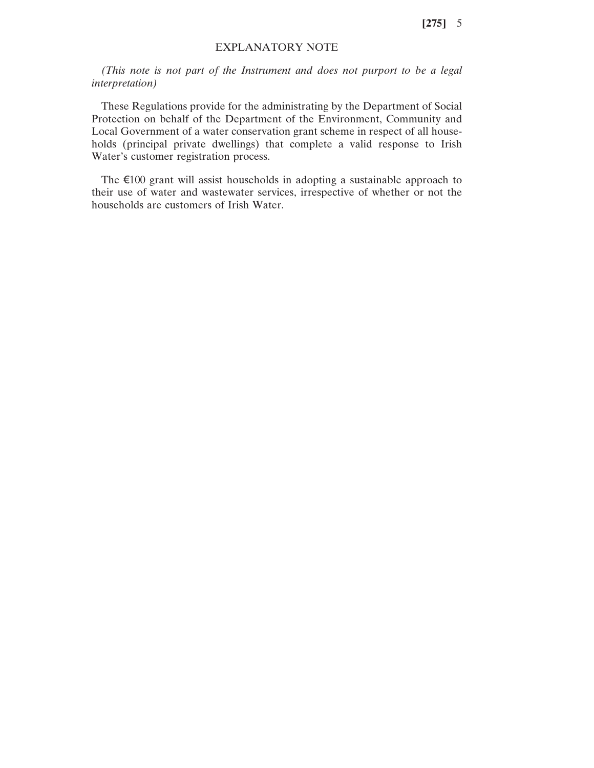## EXPLANATORY NOTE

*(This note is not part of the Instrument and does not purport to be a legal interpretation)*

These Regulations provide for the administrating by the Department of Social Protection on behalf of the Department of the Environment, Community and Local Government of a water conservation grant scheme in respect of all households (principal private dwellings) that complete a valid response to Irish Water's customer registration process.

The €100 grant will assist households in adopting a sustainable approach to their use of water and wastewater services, irrespective of whether or not the households are customers of Irish Water.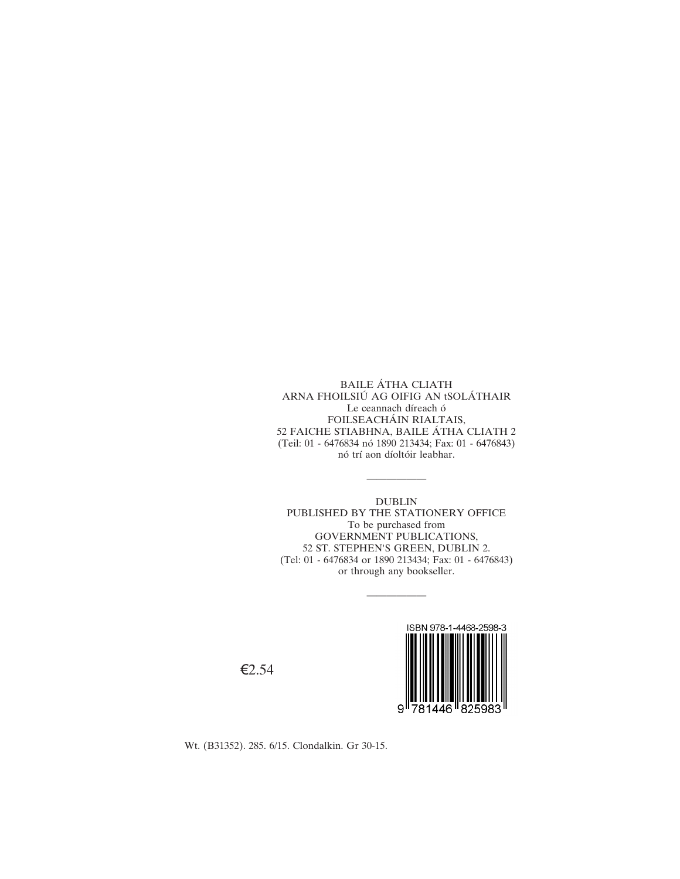BAILE ÁTHA CLIATH
ARNA FHOILSIÚ AG OIFIG AN tSOLÁTHAIR
Le ceannach díreach ó
FOILSEACHÁIN RIALTAIS,
52 FAICHE STIABHNA, BAILE ÁTHA CLIATH 2
(Teil: 01 - 6476834 nó 1890 213434; Fax: 01 - 6476843)
nó trí aon díoltóir leabhar.

---

DUBLIN
PUBLISHED BY THE STATIONERY OFFICE
To be purchased from
GOVERNMENT PUBLICATIONS,
52 ST. STEPHEN'S GREEN, DUBLIN 2.
(Tel: 01 - 6476834 or 1890 213434; Fax: 01 - 6476843)
or through any bookseller.

---

€2.54

ISBN 978-1-4468-2598-3

9 781446 825983

Wt. (B31352). 285. 6/15. Clondalkin. Gr 30-15.